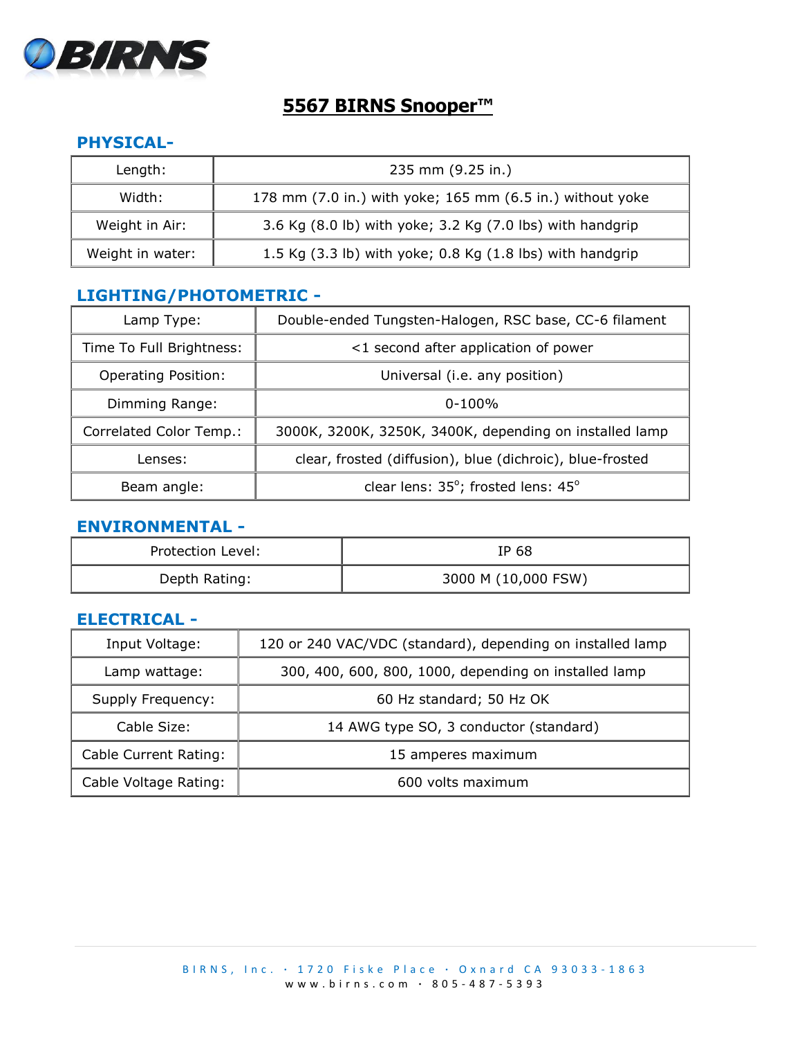# 5567 BIRNS Snooper™

## PHYSICAL-

| | |
|---|---|
| Length: | 235 mm (9.25 in.) |
| Width: | 178 mm (7.0 in.) with yoke; 165 mm (6.5 in.) without yoke |
| Weight in Air: | 3.6 Kg (8.0 lb) with yoke; 3.2 Kg (7.0 lbs) with handgrip |
| Weight in water: | 1.5 Kg (3.3 lb) with yoke; 0.8 Kg (1.8 lbs) with handgrip |

## LIGHTING/PHOTOMETRIC -

| | |
|---|---|
| Lamp Type: | Double-ended Tungsten-Halogen, RSC base, CC-6 filament |
| Time To Full Brightness: | <1 second after application of power |
| Operating Position: | Universal (i.e. any position) |
| Dimming Range: | 0-100% |
| Correlated Color Temp.: | 3000K, 3200K, 3250K, 3400K, depending on installed lamp |
| Lenses: | clear, frosted (diffusion), blue (dichroic), blue-frosted |
| Beam angle: | clear lens: 35°; frosted lens: 45° |

## ENVIRONMENTAL -

| | |
|---|---|
| Protection Level: | IP 68 |
| Depth Rating: | 3000 M (10,000 FSW) |

## ELECTRICAL -

| | |
|---|---|
| Input Voltage: | 120 or 240 VAC/VDC (standard), depending on installed lamp |
| Lamp wattage: | 300, 400, 600, 800, 1000, depending on installed lamp |
| Supply Frequency: | 60 Hz standard; 50 Hz OK |
| Cable Size: | 14 AWG type SO, 3 conductor (standard) |
| Cable Current Rating: | 15 amperes maximum |
| Cable Voltage Rating: | 600 volts maximum |

BIRNS, Inc. • 1720 Fiske Place • Oxnard CA 93033-1863
www.birns.com • 805-487-5393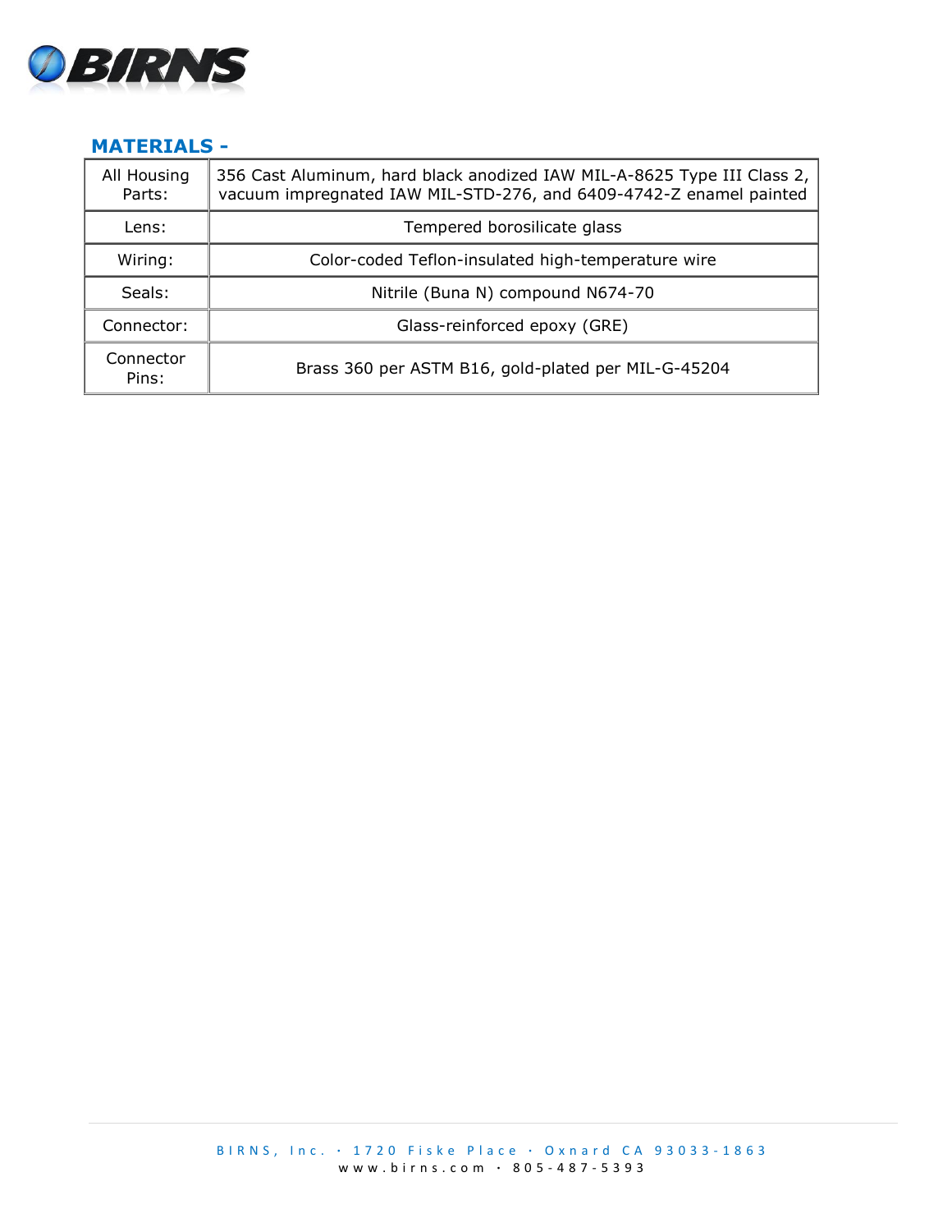## MATERIALS -

| | |
|---|---|
| All Housing Parts: | 356 Cast Aluminum, hard black anodized IAW MIL-A-8625 Type III Class 2, vacuum impregnated IAW MIL-STD-276, and 6409-4742-Z enamel painted |
| Lens: | Tempered borosilicate glass |
| Wiring: | Color-coded Teflon-insulated high-temperature wire |
| Seals: | Nitrile (Buna N) compound N674-70 |
| Connector: | Glass-reinforced epoxy (GRE) |
| Connector Pins: | Brass 360 per ASTM B16, gold-plated per MIL-G-45204 |